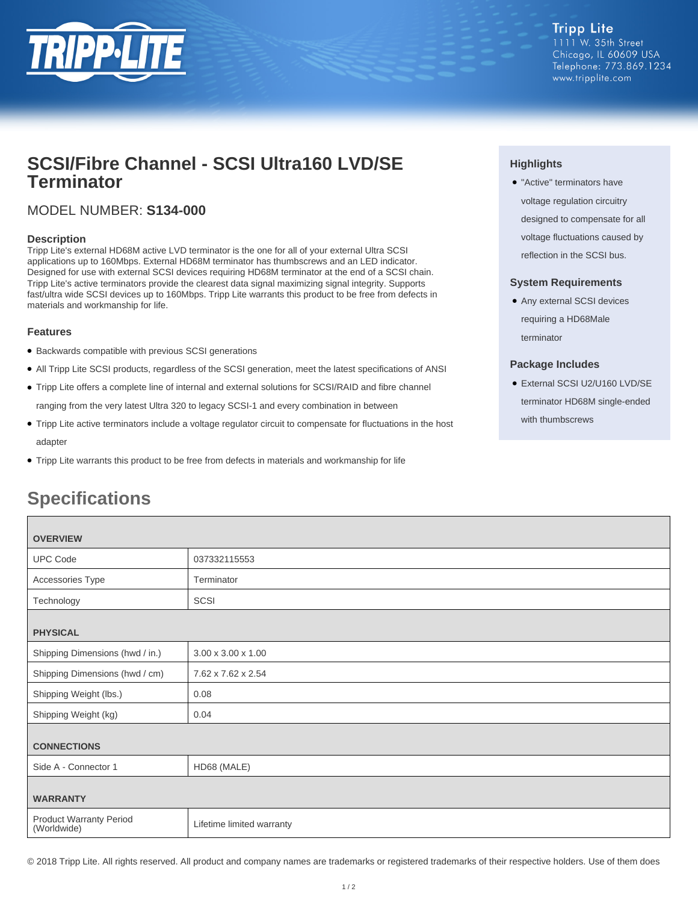Tripp Lite
1111 W. 35th Street
Chicago, IL 60609 USA
Telephone: 773.869.1234
www.tripplite.com

# SCSI/Fibre Channel - SCSI Ultra160 LVD/SE Terminator

## MODEL NUMBER: **S134-000**

### Description

Tripp Lite's external HD68M active LVD terminator is the one for all of your external Ultra SCSI applications up to 160Mbps. External HD68M terminator has thumbscrews and an LED indicator. Designed for use with external SCSI devices requiring HD68M terminator at the end of a SCSI chain. Tripp Lite's active terminators provide the clearest data signal maximizing signal integrity. Supports fast/ultra wide SCSI devices up to 160Mbps. Tripp Lite warrants this product to be free from defects in materials and workmanship for life.

### Features

- Backwards compatible with previous SCSI generations
- All Tripp Lite SCSI products, regardless of the SCSI generation, meet the latest specifications of ANSI
- Tripp Lite offers a complete line of internal and external solutions for SCSI/RAID and fibre channel ranging from the very latest Ultra 320 to legacy SCSI-1 and every combination in between
- Tripp Lite active terminators include a voltage regulator circuit to compensate for fluctuations in the host adapter
- Tripp Lite warrants this product to be free from defects in materials and workmanship for life

### Highlights

- "Active" terminators have voltage regulation circuitry designed to compensate for all voltage fluctuations caused by reflection in the SCSI bus.

### System Requirements

- Any external SCSI devices requiring a HD68Male terminator

### Package Includes

- External SCSI U2/U160 LVD/SE terminator HD68M single-ended with thumbscrews

## Specifications

| OVERVIEW | |
|---|---|
| UPC Code | 037332115553 |
| Accessories Type | Terminator |
| Technology | SCSI |
| **PHYSICAL** | |
| Shipping Dimensions (hwd / in.) | 3.00 x 3.00 x 1.00 |
| Shipping Dimensions (hwd / cm) | 7.62 x 7.62 x 2.54 |
| Shipping Weight (lbs.) | 0.08 |
| Shipping Weight (kg) | 0.04 |
| **CONNECTIONS** | |
| Side A - Connector 1 | HD68 (MALE) |
| **WARRANTY** | |
| Product Warranty Period (Worldwide) | Lifetime limited warranty |

© 2018 Tripp Lite. All rights reserved. All product and company names are trademarks or registered trademarks of their respective holders. Use of them does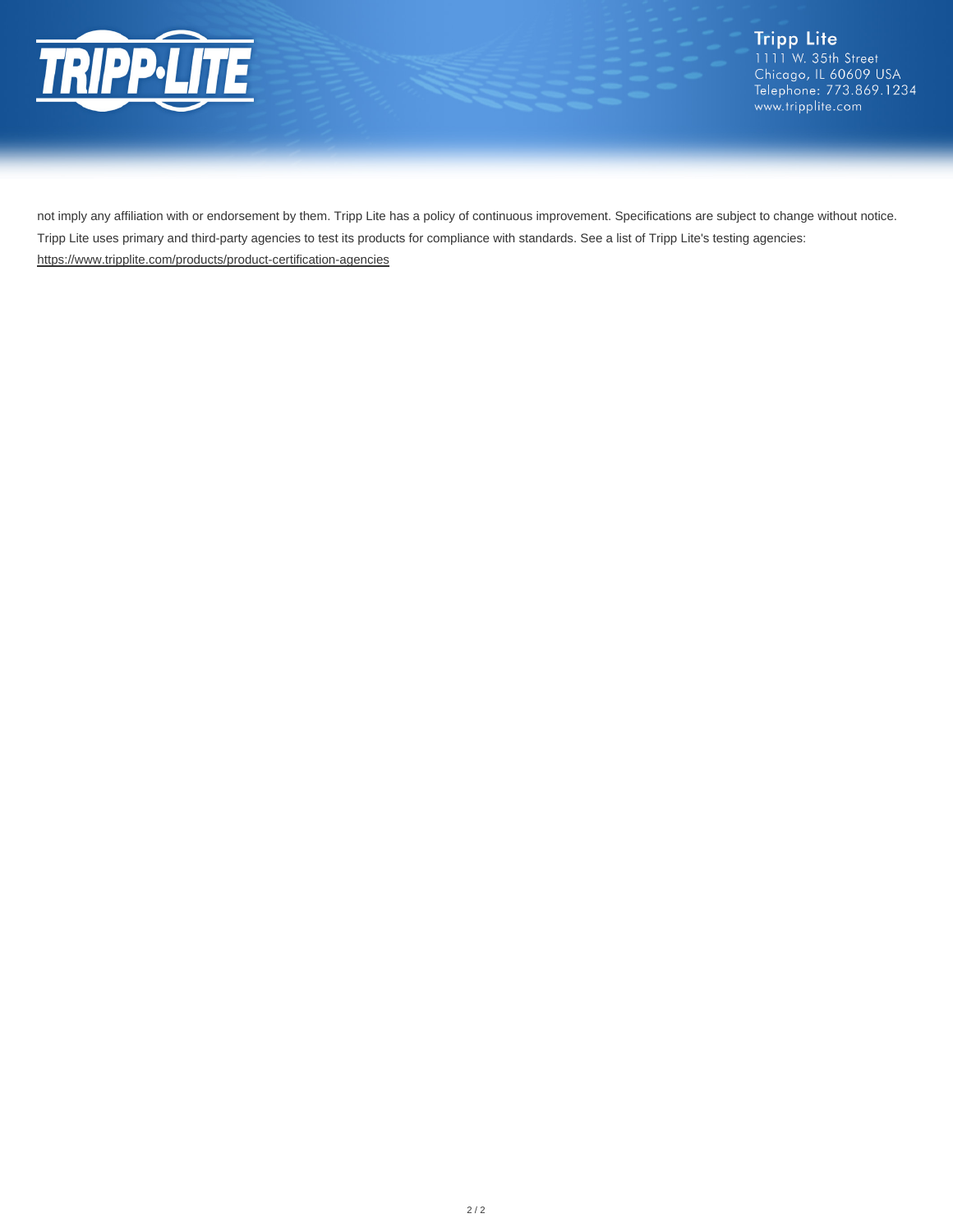not imply any affiliation with or endorsement by them. Tripp Lite has a policy of continuous improvement. Specifications are subject to change without notice. Tripp Lite uses primary and third-party agencies to test its products for compliance with standards. See a list of Tripp Lite's testing agencies: https://www.tripplite.com/products/product-certification-agencies